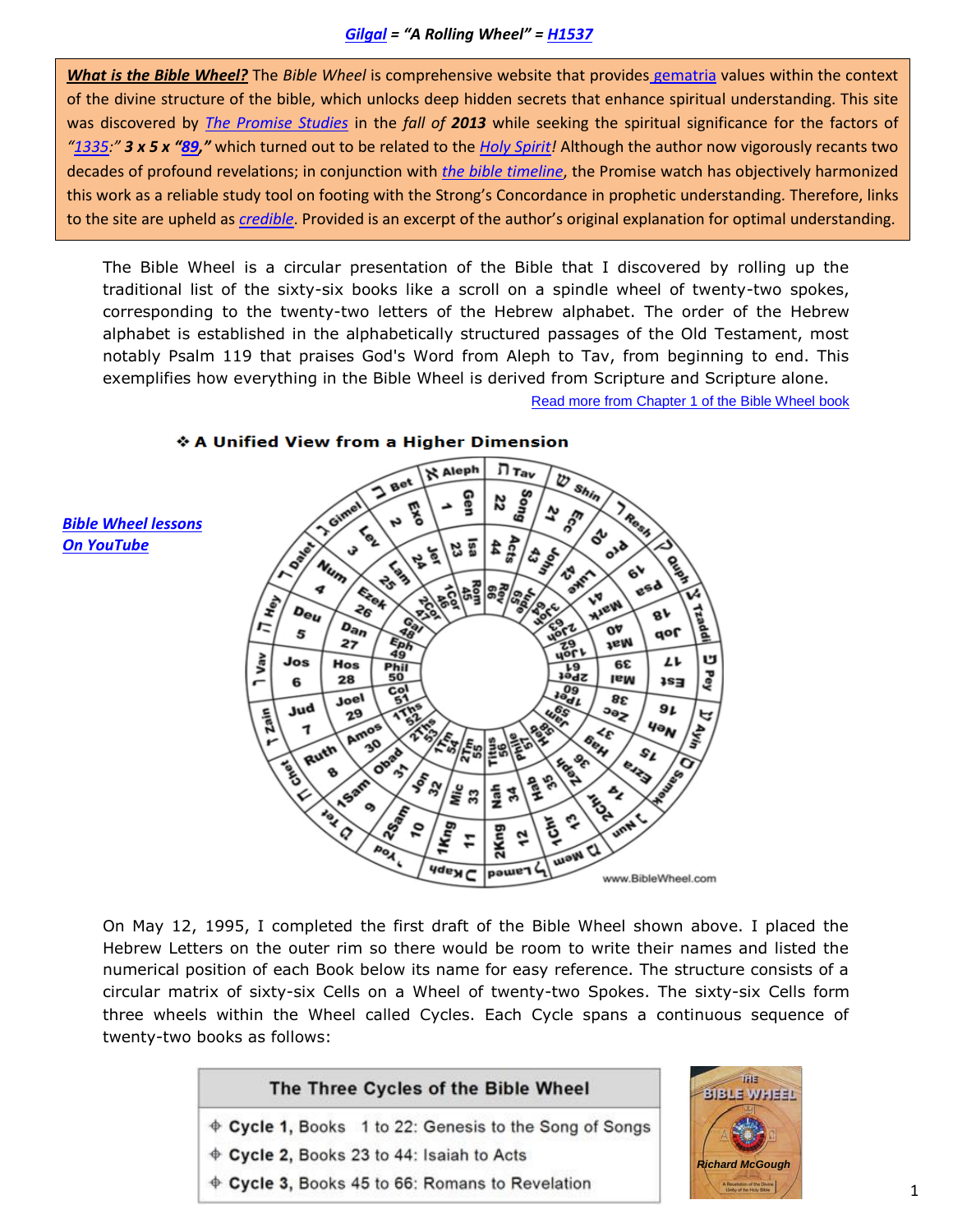***Gilgal* = "A Rolling Wheel" = *H1537***

***What is the Bible Wheel?*** The *Bible Wheel* is comprehensive website that provides gematria values within the context of the divine structure of the bible, which unlocks deep hidden secrets that enhance spiritual understanding. This site was discovered by *The Promise Studies* in the *fall of* ***2013*** while seeking the spiritual significance for the factors of *"1335:"* ***3 x 5 x "89,"*** which turned out to be related to the *Holy Spirit!* Although the author now vigorously recants two decades of profound revelations; in conjunction with *the bible timeline*, the Promise watch has objectively harmonized this work as a reliable study tool on footing with the Strong's Concordance in prophetic understanding. Therefore, links to the site are upheld as *credible*. Provided is an excerpt of the author's original explanation for optimal understanding.

The Bible Wheel is a circular presentation of the Bible that I discovered by rolling up the traditional list of the sixty-six books like a scroll on a spindle wheel of twenty-two spokes, corresponding to the twenty-two letters of the Hebrew alphabet. The order of the Hebrew alphabet is established in the alphabetically structured passages of the Old Testament, most notably Psalm 119 that praises God's Word from Aleph to Tav, from beginning to end. This exemplifies how everything in the Bible Wheel is derived from Scripture and Scripture alone.

Read more from Chapter 1 of the Bible Wheel book

***Bible Wheel lessons On YouTube***

❖ **A Unified View from a Higher Dimension**

| Spoke | Letter | Cycle 1 | Cycle 2 | Cycle 3 |
|---|---|---|---|---|
| 1 | א Aleph | Gen 1 | Isa 23 | Rom 45 |
| 2 | ב Bet | Exo 2 | Jer 24 | 1Cor 46 |
| 3 | ג Gimel | Lev 3 | Lam 25 | 2Cor 47 |
| 4 | ד Dalet | Num 4 | Ezek 26 | Gal 48 |
| 5 | ה Hey | Deu 5 | Dan 27 | Eph 49 |
| 6 | ו Vav | Jos 6 | Hos 28 | Phil 50 |
| 7 | ז Zain | Jud 7 | Joel 29 | Col 51 |
| 8 | ח Chet | Ruth 8 | Amos 30 | 1Ths 52 |
| 9 | ט Tet | 1Sam 9 | Obad 31 | 2Ths 53 |
| 10 | י Yod | 2Sam 10 | Jon 32 | 1Tm 54 |
| 11 | כ Kaph | 1Kng 11 | Mic 33 | 2Tm 55 |
| 12 | ל Lamed | 2Kng 12 | Nah 34 | Titus 56 |
| 13 | מ Mem | 1Chr 13 | Hab 35 | Phile 57 |
| 14 | נ Nun | 2Chr 14 | Zeph 36 | Heb 58 |
| 15 | ס Samek | Ezra 15 | Hag 37 | Jam 59 |
| 16 | ע Ayin | Neh 16 | Zec 38 | 1Pet 60 |
| 17 | פ Pey | Est 17 | Mal 39 | 2Pet 61 |
| 18 | צ Tzaddi | Job 18 | Mat 40 | 1Joh 62 |
| 19 | ק Quph | Psa 19 | Mark 41 | 2Joh 63 |
| 20 | ר Resh | Pro 20 | Luke 42 | 3Joh 64 |
| 21 | ש Shin | Ecc 21 | John 43 | Jude 65 |
| 22 | ת Tav | Song 22 | Acts 44 | Rev 66 |

www.BibleWheel.com

On May 12, 1995, I completed the first draft of the Bible Wheel shown above. I placed the Hebrew Letters on the outer rim so there would be room to write their names and listed the numerical position of each Book below its name for easy reference. The structure consists of a circular matrix of sixty-six Cells on a Wheel of twenty-two Spokes. The sixty-six Cells form three wheels within the Wheel called Cycles. Each Cycle spans a continuous sequence of twenty-two books as follows:

**The Three Cycles of the Bible Wheel**

- **Cycle 1,** Books 1 to 22: Genesis to the Song of Songs
- **Cycle 2,** Books 23 to 44: Isaiah to Acts
- **Cycle 3,** Books 45 to 66: Romans to Revelation

THE BIBLE WHEEL

*Richard McGough*

A Revelation of the Divine Unity of the Holy Bible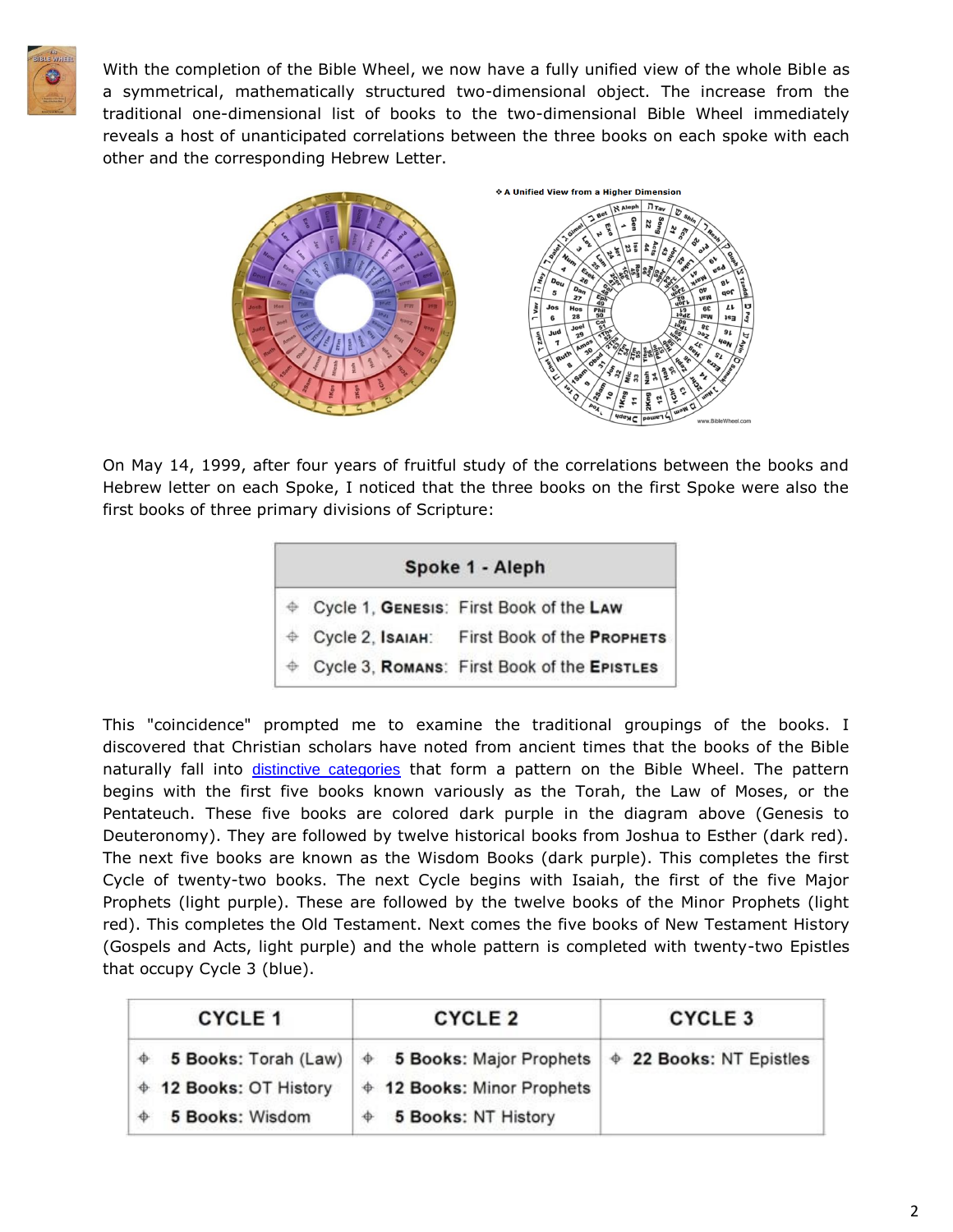With the completion of the Bible Wheel, we now have a fully unified view of the whole Bible as a symmetrical, mathematically structured two-dimensional object. The increase from the traditional one-dimensional list of books to the two-dimensional Bible Wheel immediately reveals a host of unanticipated correlations between the three books on each spoke with each other and the corresponding Hebrew Letter.

On May 14, 1999, after four years of fruitful study of the correlations between the books and Hebrew letter on each Spoke, I noticed that the three books on the first Spoke were also the first books of three primary divisions of Scripture:

| Spoke 1 - Aleph | |
|---|---|
| Cycle 1, **Genesis**: | First Book of the **Law** |
| Cycle 2, **Isaiah**: | First Book of the **Prophets** |
| Cycle 3, **Romans**: | First Book of the **Epistles** |

This "coincidence" prompted me to examine the traditional groupings of the books. I discovered that Christian scholars have noted from ancient times that the books of the Bible naturally fall into distinctive categories that form a pattern on the Bible Wheel. The pattern begins with the first five books known variously as the Torah, the Law of Moses, or the Pentateuch. These five books are colored dark purple in the diagram above (Genesis to Deuteronomy). They are followed by twelve historical books from Joshua to Esther (dark red). The next five books are known as the Wisdom Books (dark purple). This completes the first Cycle of twenty-two books. The next Cycle begins with Isaiah, the first of the five Major Prophets (light purple). These are followed by the twelve books of the Minor Prophets (light red). This completes the Old Testament. Next comes the five books of New Testament History (Gospels and Acts, light purple) and the whole pattern is completed with twenty-two Epistles that occupy Cycle 3 (blue).

| CYCLE 1 | CYCLE 2 | CYCLE 3 |
|---|---|---|
| **5 Books:** Torah (Law) | **5 Books:** Major Prophets | **22 Books:** NT Epistles |
| **12 Books:** OT History | **12 Books:** Minor Prophets | |
| **5 Books:** Wisdom | **5 Books:** NT History | |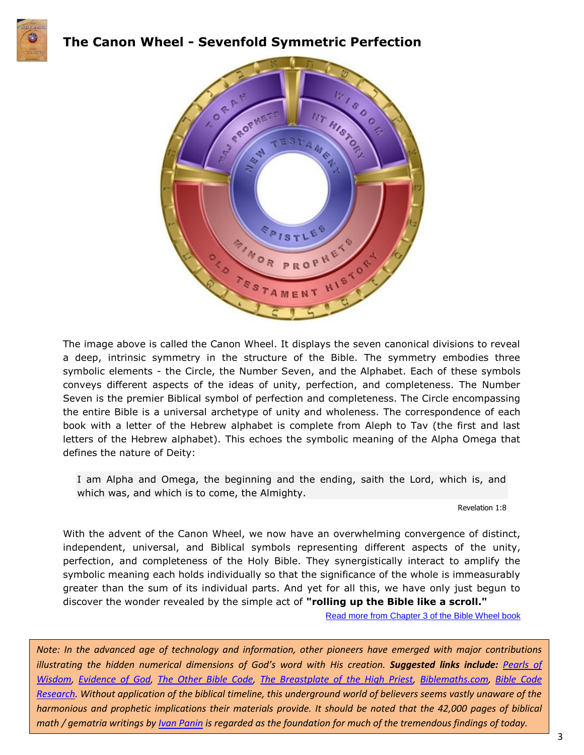## The Canon Wheel - Sevenfold Symmetric Perfection

The image above is called the Canon Wheel. It displays the seven canonical divisions to reveal a deep, intrinsic symmetry in the structure of the Bible. The symmetry embodies three symbolic elements - the Circle, the Number Seven, and the Alphabet. Each of these symbols conveys different aspects of the ideas of unity, perfection, and completeness. The Number Seven is the premier Biblical symbol of perfection and completeness. The Circle encompassing the entire Bible is a universal archetype of unity and wholeness. The correspondence of each book with a letter of the Hebrew alphabet is complete from Aleph to Tav (the first and last letters of the Hebrew alphabet). This echoes the symbolic meaning of the Alpha Omega that defines the nature of Deity:

> I am Alpha and Omega, the beginning and the ending, saith the Lord, which is, and which was, and which is to come, the Almighty.
>
> Revelation 1:8

With the advent of the Canon Wheel, we now have an overwhelming convergence of distinct, independent, universal, and Biblical symbols representing different aspects of the unity, perfection, and completeness of the Holy Bible. They synergistically interact to amplify the symbolic meaning each holds individually so that the significance of the whole is immeasurably greater than the sum of its individual parts. And yet for all this, we have only just begun to discover the wonder revealed by the simple act of **"rolling up the Bible like a scroll."**

Read more from Chapter 3 of the Bible Wheel book

*Note: In the advanced age of technology and information, other pioneers have emerged with major contributions illustrating the hidden numerical dimensions of God's word with His creation.* ***Suggested links include:*** *Pearls of Wisdom, Evidence of God, The Other Bible Code, The Breastplate of the High Priest, Biblemaths.com, Bible Code Research. Without application of the biblical timeline, this underground world of believers seems vastly unaware of the harmonious and prophetic implications their materials provide. It should be noted that the 42,000 pages of biblical math / gematria writings by Ivan Panin is regarded as the foundation for much of the tremendous findings of today.*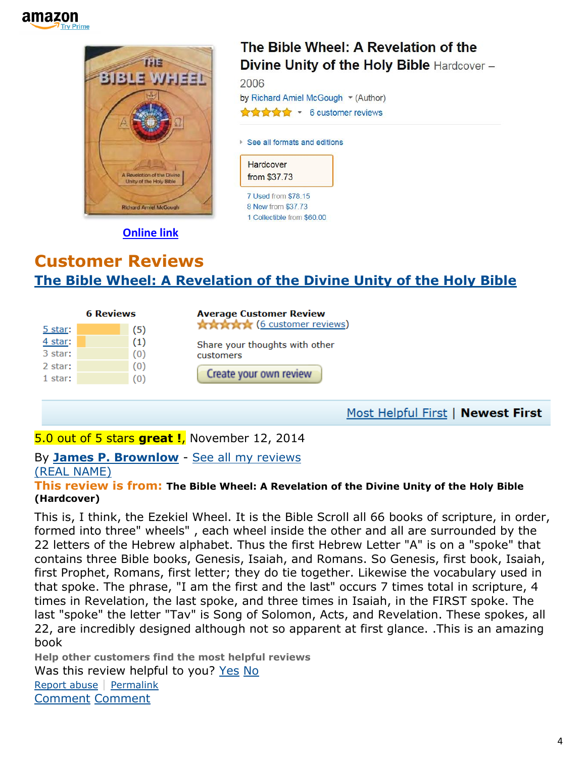amazon Try Prime

# The Bible Wheel: A Revelation of the Divine Unity of the Holy Bible Hardcover – 2006

by Richard Amiel McGough (Author)

6 customer reviews

See all formats and editions

Hardcover
from $37.73

7 Used from $78.15
8 New from $37.73
1 Collectible from $60.00

Online link

## Customer Reviews

### The Bible Wheel: A Revelation of the Divine Unity of the Holy Bible

**6 Reviews**

| | |
|---|---|
| 5 star: | (5) |
| 4 star: | (1) |
| 3 star: | (0) |
| 2 star: | (0) |
| 1 star: | (0) |

**Average Customer Review**
(6 customer reviews)

Share your thoughts with other customers

Create your own review

Most Helpful First | **Newest First**

5.0 out of 5 stars **great !,** November 12, 2014

By **James P. Brownlow** - See all my reviews
(REAL NAME)

**This review is from: The Bible Wheel: A Revelation of the Divine Unity of the Holy Bible (Hardcover)**

This is, I think, the Ezekiel Wheel. It is the Bible Scroll all 66 books of scripture, in order, formed into three" wheels" , each wheel inside the other and all are surrounded by the 22 letters of the Hebrew alphabet. Thus the first Hebrew Letter "A" is on a "spoke" that contains three Bible books, Genesis, Isaiah, and Romans. So Genesis, first book, Isaiah, first Prophet, Romans, first letter; they do tie together. Likewise the vocabulary used in that spoke. The phrase, "I am the first and the last" occurs 7 times total in scripture, 4 times in Revelation, the last spoke, and three times in Isaiah, in the FIRST spoke. The last "spoke" the letter "Tav" is Song of Solomon, Acts, and Revelation. These spokes, all 22, are incredibly designed although not so apparent at first glance. .This is an amazing book

Help other customers find the most helpful reviews
Was this review helpful to you? Yes No
Report abuse | Permalink
Comment Comment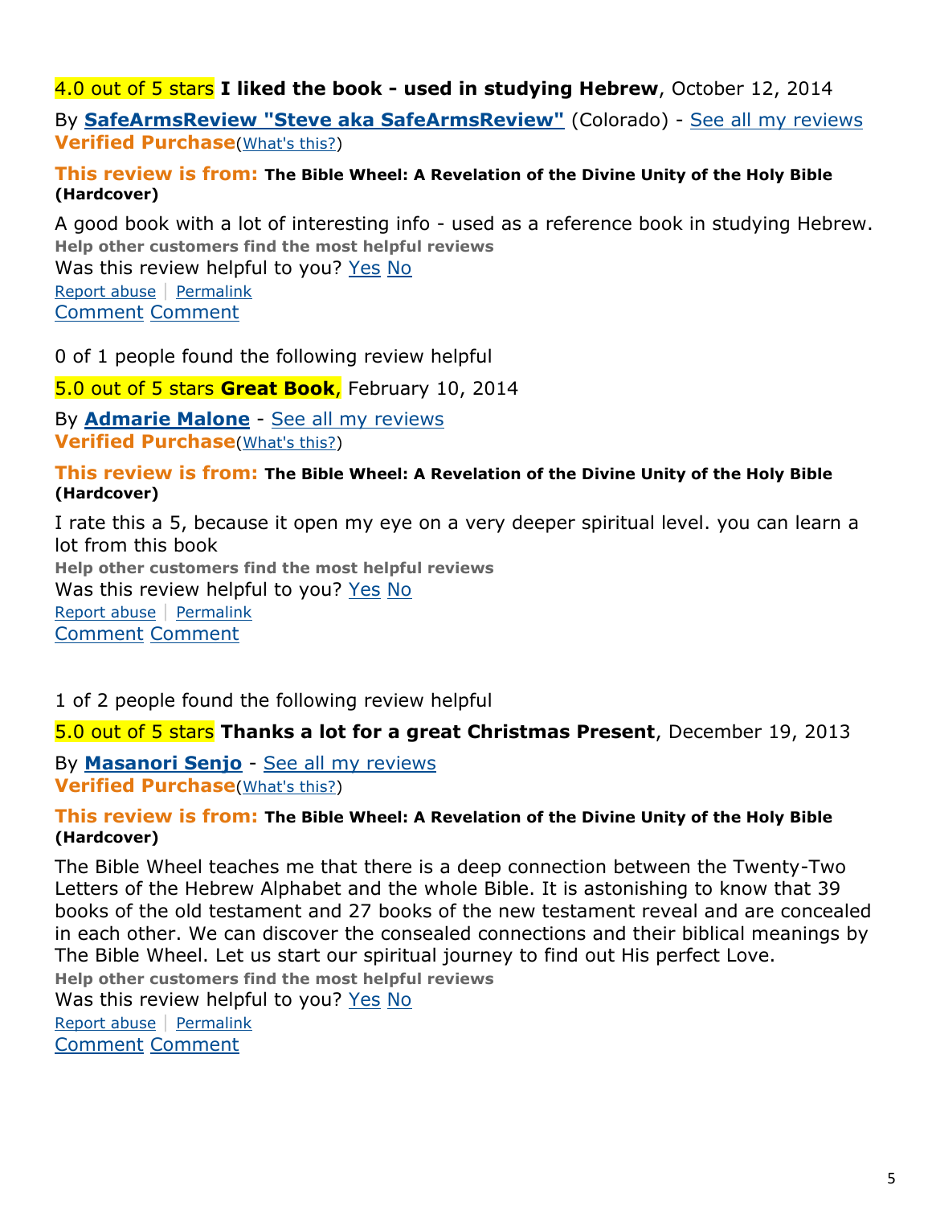4.0 out of 5 stars **I liked the book - used in studying Hebrew**, October 12, 2014

By **SafeArmsReview "Steve aka SafeArmsReview"** (Colorado) - See all my reviews
**Verified Purchase**(What's this?)

**This review is from: The Bible Wheel: A Revelation of the Divine Unity of the Holy Bible (Hardcover)**

A good book with a lot of interesting info - used as a reference book in studying Hebrew.
**Help other customers find the most helpful reviews**
Was this review helpful to you? Yes No
Report abuse | Permalink
Comment Comment

0 of 1 people found the following review helpful

5.0 out of 5 stars **Great Book**, February 10, 2014

By **Admarie Malone** - See all my reviews
**Verified Purchase**(What's this?)

**This review is from: The Bible Wheel: A Revelation of the Divine Unity of the Holy Bible (Hardcover)**

I rate this a 5, because it open my eye on a very deeper spiritual level. you can learn a lot from this book
**Help other customers find the most helpful reviews**
Was this review helpful to you? Yes No
Report abuse | Permalink
Comment Comment

1 of 2 people found the following review helpful

5.0 out of 5 stars **Thanks a lot for a great Christmas Present**, December 19, 2013

By **Masanori Senjo** - See all my reviews
**Verified Purchase**(What's this?)

**This review is from: The Bible Wheel: A Revelation of the Divine Unity of the Holy Bible (Hardcover)**

The Bible Wheel teaches me that there is a deep connection between the Twenty-Two Letters of the Hebrew Alphabet and the whole Bible. It is astonishing to know that 39 books of the old testament and 27 books of the new testament reveal and are concealed in each other. We can discover the consealed connections and their biblical meanings by The Bible Wheel. Let us start our spiritual journey to find out His perfect Love.
**Help other customers find the most helpful reviews**
Was this review helpful to you? Yes No
Report abuse | Permalink
Comment Comment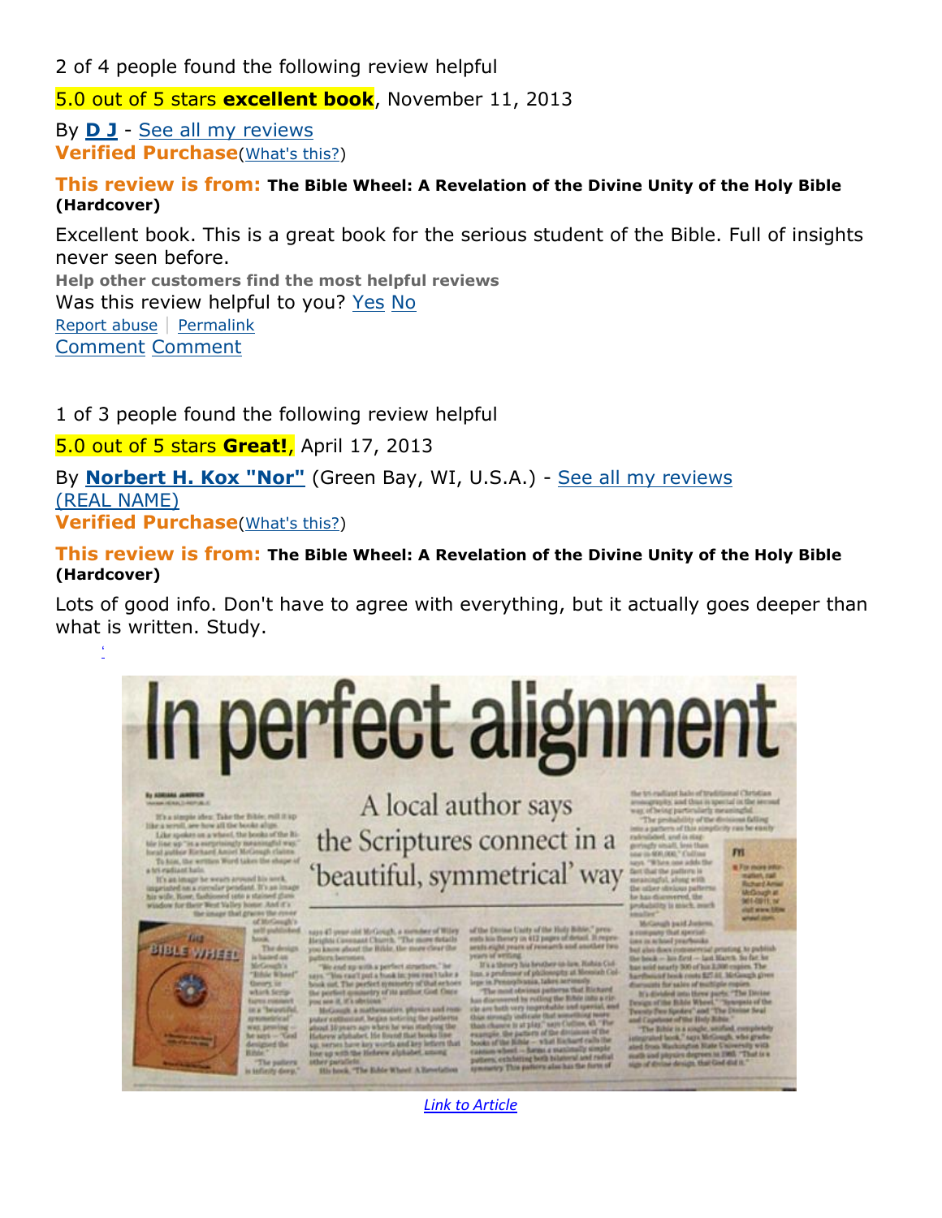2 of 4 people found the following review helpful

5.0 out of 5 stars **excellent book**, November 11, 2013

By **D J** - See all my reviews
**Verified Purchase**(What's this?)

**This review is from: The Bible Wheel: A Revelation of the Divine Unity of the Holy Bible (Hardcover)**

Excellent book. This is a great book for the serious student of the Bible. Full of insights never seen before.

**Help other customers find the most helpful reviews**
Was this review helpful to you? Yes No
Report abuse | Permalink
Comment Comment

1 of 3 people found the following review helpful

5.0 out of 5 stars **Great!**, April 17, 2013

By **Norbert H. Kox "Nor"** (Green Bay, WI, U.S.A.) - See all my reviews
(REAL NAME)
**Verified Purchase**(What's this?)

**This review is from: The Bible Wheel: A Revelation of the Divine Unity of the Holy Bible (Hardcover)**

Lots of good info. Don't have to agree with everything, but it actually goes deeper than what is written. Study.

# In perfect alignment

A local author says the Scriptures connect in a 'beautiful, symmetrical' way

*Link to Article*